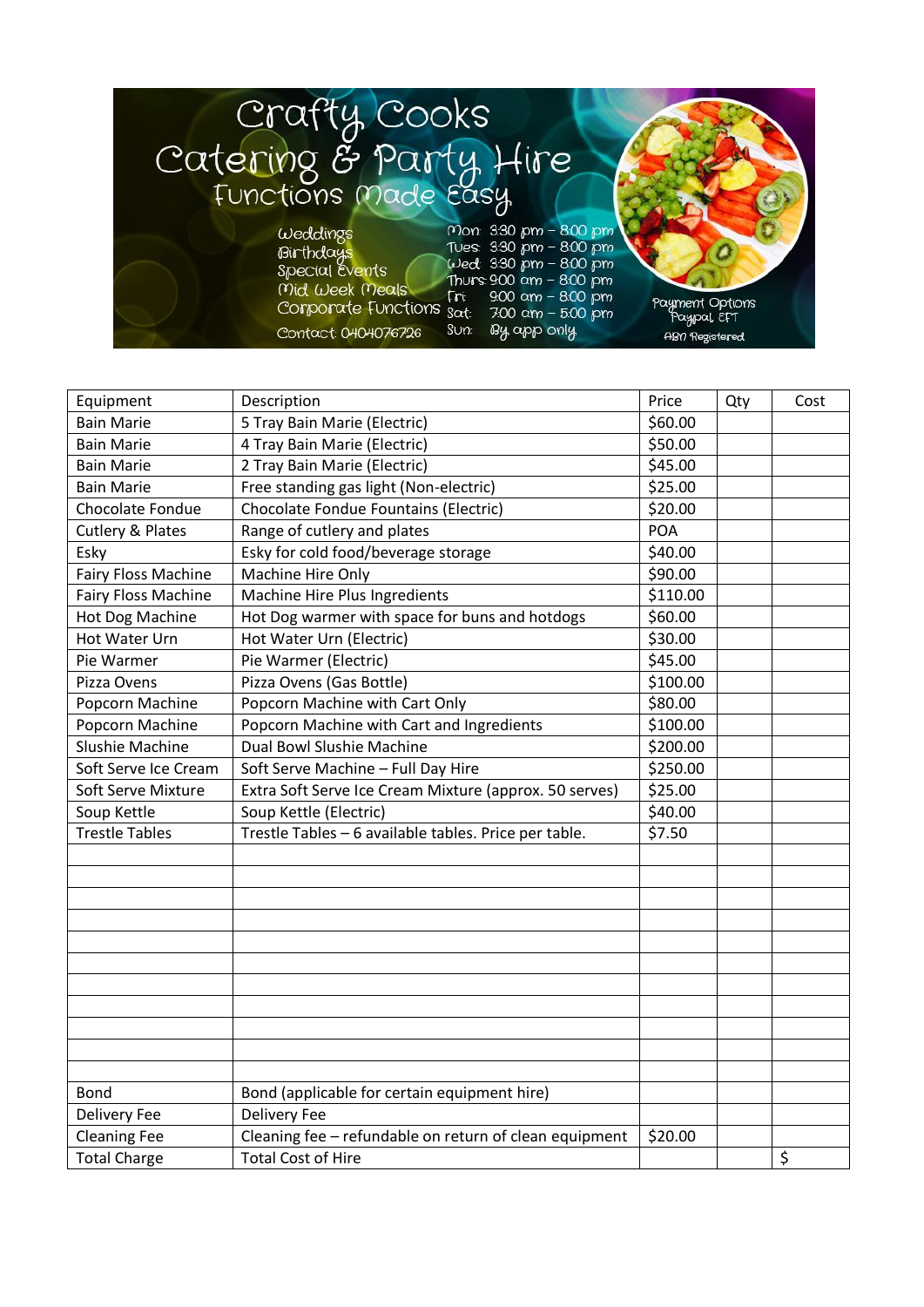# Crafty Cooks
## Catering & Party Hire
### Functions Made Easy

Weddings
Birthdays
Special Events
Mid Week Meals
Corporate Functions

Contact: 0404076726

Mon: 3:30 pm – 8:00 pm
Tues: 3:30 pm – 8:00 pm
Wed: 3:30 pm – 8:00 pm
Thurs: 9:00 am – 8:00 pm
Fri: 9:00 am – 8:00 pm
Sat: 7:00 am – 5:00 pm
Sun: By app only

Payment Options
Paypal, EFT
ABN Registered

| Equipment | Description | Price | Qty | Cost |
|---|---|---|---|---|
| Bain Marie | 5 Tray Bain Marie (Electric) | $60.00 | | |
| Bain Marie | 4 Tray Bain Marie (Electric) | $50.00 | | |
| Bain Marie | 2 Tray Bain Marie (Electric) | $45.00 | | |
| Bain Marie | Free standing gas light (Non-electric) | $25.00 | | |
| Chocolate Fondue | Chocolate Fondue Fountains (Electric) | $20.00 | | |
| Cutlery & Plates | Range of cutlery and plates | POA | | |
| Esky | Esky for cold food/beverage storage | $40.00 | | |
| Fairy Floss Machine | Machine Hire Only | $90.00 | | |
| Fairy Floss Machine | Machine Hire Plus Ingredients | $110.00 | | |
| Hot Dog Machine | Hot Dog warmer with space for buns and hotdogs | $60.00 | | |
| Hot Water Urn | Hot Water Urn (Electric) | $30.00 | | |
| Pie Warmer | Pie Warmer (Electric) | $45.00 | | |
| Pizza Ovens | Pizza Ovens (Gas Bottle) | $100.00 | | |
| Popcorn Machine | Popcorn Machine with Cart Only | $80.00 | | |
| Popcorn Machine | Popcorn Machine with Cart and Ingredients | $100.00 | | |
| Slushie Machine | Dual Bowl Slushie Machine | $200.00 | | |
| Soft Serve Ice Cream | Soft Serve Machine – Full Day Hire | $250.00 | | |
| Soft Serve Mixture | Extra Soft Serve Ice Cream Mixture (approx. 50 serves) | $25.00 | | |
| Soup Kettle | Soup Kettle (Electric) | $40.00 | | |
| Trestle Tables | Trestle Tables – 6 available tables. Price per table. | $7.50 | | |
| | | | | |
| | | | | |
| | | | | |
| | | | | |
| | | | | |
| | | | | |
| | | | | |
| | | | | |
| | | | | |
| | | | | |
| | | | | |
| Bond | Bond (applicable for certain equipment hire) | | | |
| Delivery Fee | Delivery Fee | | | |
| Cleaning Fee | Cleaning fee – refundable on return of clean equipment | $20.00 | | |
| Total Charge | Total Cost of Hire | | | $ |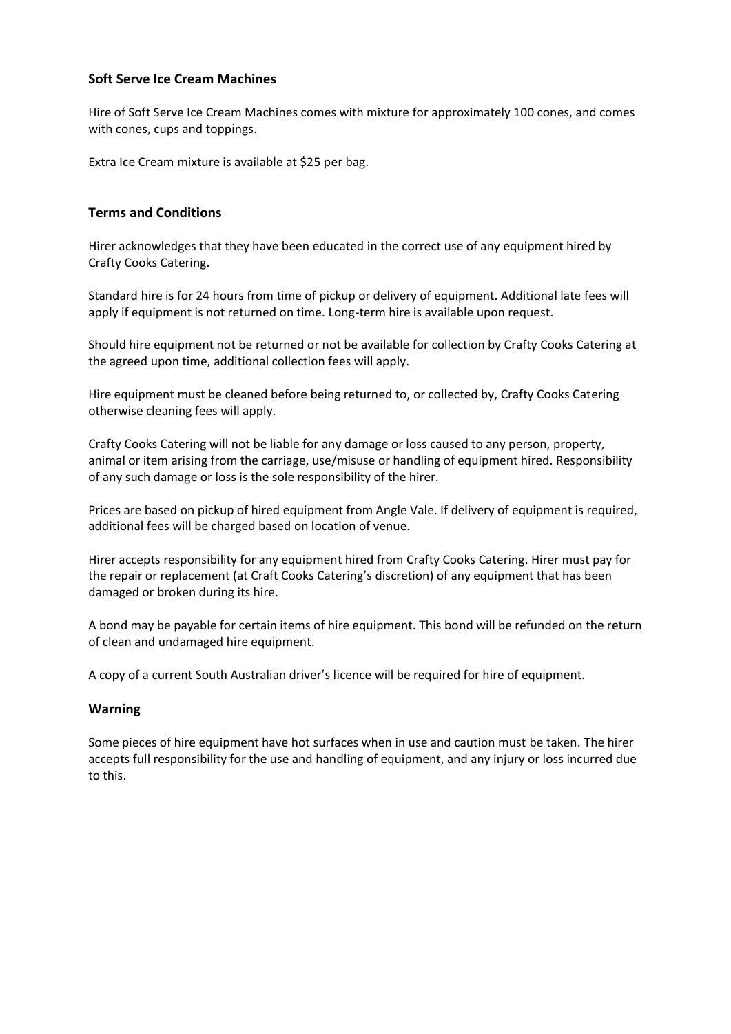## Soft Serve Ice Cream Machines

Hire of Soft Serve Ice Cream Machines comes with mixture for approximately 100 cones, and comes with cones, cups and toppings.

Extra Ice Cream mixture is available at $25 per bag.

## Terms and Conditions

Hirer acknowledges that they have been educated in the correct use of any equipment hired by Crafty Cooks Catering.

Standard hire is for 24 hours from time of pickup or delivery of equipment. Additional late fees will apply if equipment is not returned on time. Long-term hire is available upon request.

Should hire equipment not be returned or not be available for collection by Crafty Cooks Catering at the agreed upon time, additional collection fees will apply.

Hire equipment must be cleaned before being returned to, or collected by, Crafty Cooks Catering otherwise cleaning fees will apply.

Crafty Cooks Catering will not be liable for any damage or loss caused to any person, property, animal or item arising from the carriage, use/misuse or handling of equipment hired. Responsibility of any such damage or loss is the sole responsibility of the hirer.

Prices are based on pickup of hired equipment from Angle Vale. If delivery of equipment is required, additional fees will be charged based on location of venue.

Hirer accepts responsibility for any equipment hired from Crafty Cooks Catering. Hirer must pay for the repair or replacement (at Craft Cooks Catering's discretion) of any equipment that has been damaged or broken during its hire.

A bond may be payable for certain items of hire equipment. This bond will be refunded on the return of clean and undamaged hire equipment.

A copy of a current South Australian driver's licence will be required for hire of equipment.

## Warning

Some pieces of hire equipment have hot surfaces when in use and caution must be taken. The hirer accepts full responsibility for the use and handling of equipment, and any injury or loss incurred due to this.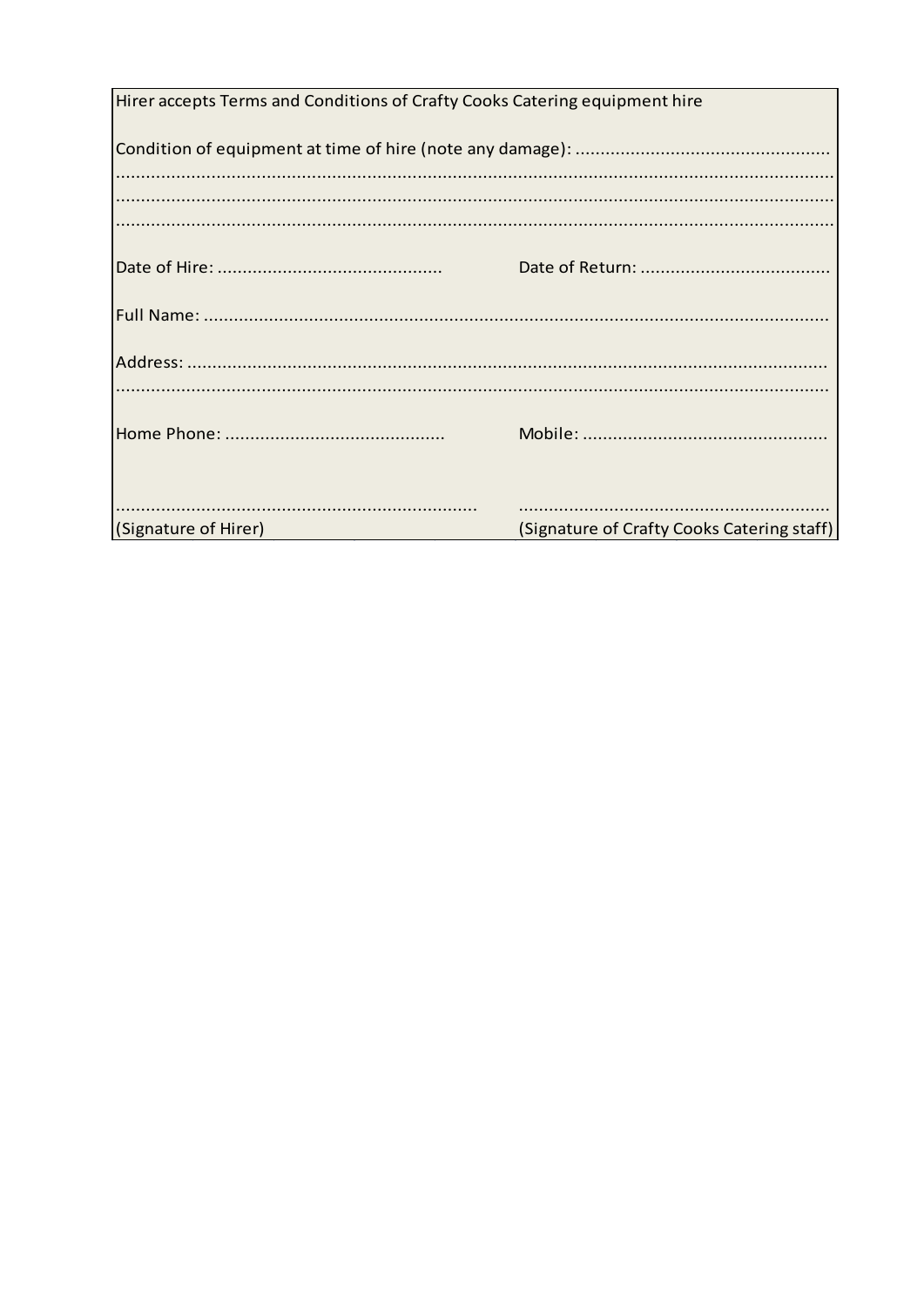Hirer accepts Terms and Conditions of Crafty Cooks Catering equipment hire

Condition of equipment at time of hire (note any damage): ..................................................
...................................................................................................................................
...................................................................................................................................
...................................................................................................................................

Date of Hire: ............................................ Date of Return: .....................................

Full Name: ..........................................................................................................................

Address: ..............................................................................................................................
...................................................................................................................................

Home Phone: ........................................... Mobile: ................................................

....................................................................... .............................................................
(Signature of Hirer) (Signature of Crafty Cooks Catering staff)